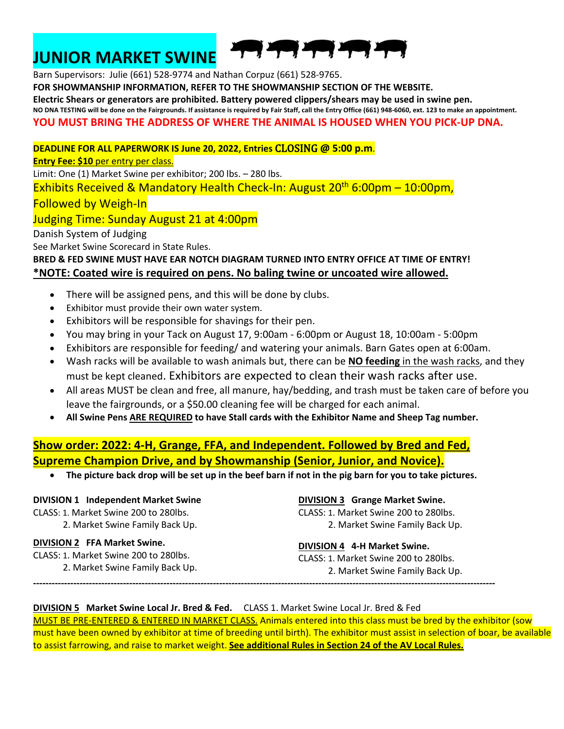# JUNIOR MARKET SWINE

Barn Supervisors: Julie (661) 528-9774 and Nathan Corpuz (661) 528-9765.

**FOR SHOWMANSHIP INFORMATION, REFER TO THE SHOWMANSHIP SECTION OF THE WEBSITE.**

**Electric Shears or generators are prohibited. Battery powered clippers/shears may be used in swine pen.**

**NO DNA TESTING will be done on the Fairgrounds. If assistance is required by Fair Staff, call the Entry Office (661) 948-6060, ext. 123 to make an appointment.**

**YOU MUST BRING THE ADDRESS OF WHERE THE ANIMAL IS HOUSED WHEN YOU PICK-UP DNA.**

**DEADLINE FOR ALL PAPERWORK IS June 20, 2022, Entries CLOSING @ 5:00 p.m**.

**Entry Fee: $10** per entry per class.

Limit: One (1) Market Swine per exhibitor; 200 lbs. – 280 lbs.

Exhibits Received & Mandatory Health Check-In: August 20th 6:00pm – 10:00pm, Followed by Weigh-In

Judging Time: Sunday August 21 at 4:00pm

Danish System of Judging

See Market Swine Scorecard in State Rules.

**BRED & FED SWINE MUST HAVE EAR NOTCH DIAGRAM TURNED INTO ENTRY OFFICE AT TIME OF ENTRY!**

**\*NOTE: Coated wire is required on pens. No baling twine or uncoated wire allowed.**

- There will be assigned pens, and this will be done by clubs.
- Exhibitor must provide their own water system.
- Exhibitors will be responsible for shavings for their pen.
- You may bring in your Tack on August 17, 9:00am - 6:00pm or August 18, 10:00am - 5:00pm
- Exhibitors are responsible for feeding/ and watering your animals. Barn Gates open at 6:00am.
- Wash racks will be available to wash animals but, there can be **NO feeding** in the wash racks, and they must be kept cleaned. Exhibitors are expected to clean their wash racks after use.
- All areas MUST be clean and free, all manure, hay/bedding, and trash must be taken care of before you leave the fairgrounds, or a $50.00 cleaning fee will be charged for each animal.
- **All Swine Pens ARE REQUIRED to have Stall cards with the Exhibitor Name and Sheep Tag number.**

**Show order: 2022: 4-H, Grange, FFA, and Independent. Followed by Bred and Fed, Supreme Champion Drive, and by Showmanship (Senior, Junior, and Novice).**

- **The picture back drop will be set up in the beef barn if not in the pig barn for you to take pictures.**

**DIVISION 1 Independent Market Swine**

CLASS: 1. Market Swine 200 to 280lbs.
2. Market Swine Family Back Up.

**DIVISION 2 FFA Market Swine.**

CLASS: 1. Market Swine 200 to 280lbs.
2. Market Swine Family Back Up.

**DIVISION 3 Grange Market Swine.**

CLASS: 1. Market Swine 200 to 280lbs.
2. Market Swine Family Back Up.

**DIVISION 4 4-H Market Swine.**

CLASS: 1. Market Swine 200 to 280lbs.
2. Market Swine Family Back Up.

---

**DIVISION 5 Market Swine Local Jr. Bred & Fed.** CLASS 1. Market Swine Local Jr. Bred & Fed

MUST BE PRE-ENTERED & ENTERED IN MARKET CLASS. Animals entered into this class must be bred by the exhibitor (sow must have been owned by exhibitor at time of breeding until birth). The exhibitor must assist in selection of boar, be available to assist farrowing, and raise to market weight. **See additional Rules in Section 24 of the AV Local Rules.**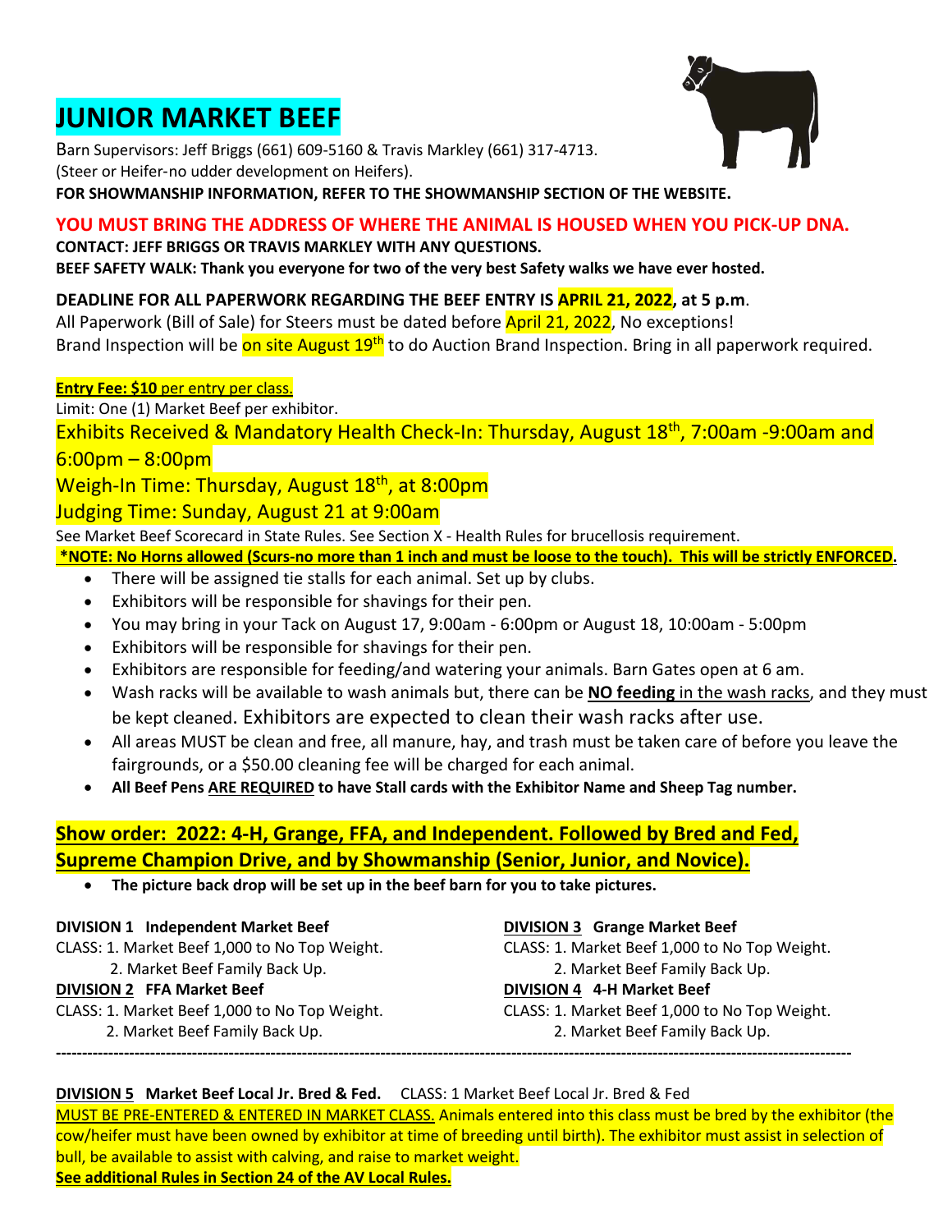# JUNIOR MARKET BEEF

Barn Supervisors: Jeff Briggs (661) 609-5160 & Travis Markley (661) 317-4713.
(Steer or Heifer-no udder development on Heifers).
**FOR SHOWMANSHIP INFORMATION, REFER TO THE SHOWMANSHIP SECTION OF THE WEBSITE.**

**YOU MUST BRING THE ADDRESS OF WHERE THE ANIMAL IS HOUSED WHEN YOU PICK-UP DNA.**
**CONTACT: JEFF BRIGGS OR TRAVIS MARKLEY WITH ANY QUESTIONS.**
**BEEF SAFETY WALK: Thank you everyone for two of the very best Safety walks we have ever hosted.**

**DEADLINE FOR ALL PAPERWORK REGARDING THE BEEF ENTRY IS APRIL 21, 2022, at 5 p.m.**
All Paperwork (Bill of Sale) for Steers must be dated before April 21, 2022, No exceptions!
Brand Inspection will be on site August 19th to do Auction Brand Inspection. Bring in all paperwork required.

**Entry Fee: $10** per entry per class.
Limit: One (1) Market Beef per exhibitor.
Exhibits Received & Mandatory Health Check-In: Thursday, August 18th, 7:00am -9:00am and 6:00pm – 8:00pm
Weigh-In Time: Thursday, August 18th, at 8:00pm
Judging Time: Sunday, August 21 at 9:00am
See Market Beef Scorecard in State Rules. See Section X - Health Rules for brucellosis requirement.
**\*NOTE: No Horns allowed (Scurs-no more than 1 inch and must be loose to the touch). This will be strictly ENFORCED.**

- There will be assigned tie stalls for each animal. Set up by clubs.
- Exhibitors will be responsible for shavings for their pen.
- You may bring in your Tack on August 17, 9:00am - 6:00pm or August 18, 10:00am - 5:00pm
- Exhibitors will be responsible for shavings for their pen.
- Exhibitors are responsible for feeding/and watering your animals. Barn Gates open at 6 am.
- Wash racks will be available to wash animals but, there can be **NO feeding** in the wash racks, and they must be kept cleaned. Exhibitors are expected to clean their wash racks after use.
- All areas MUST be clean and free, all manure, hay, and trash must be taken care of before you leave the fairgrounds, or a $50.00 cleaning fee will be charged for each animal.
- **All Beef Pens ARE REQUIRED to have Stall cards with the Exhibitor Name and Sheep Tag number.**

**Show order: 2022: 4-H, Grange, FFA, and Independent. Followed by Bred and Fed, Supreme Champion Drive, and by Showmanship (Senior, Junior, and Novice).**

- **The picture back drop will be set up in the beef barn for you to take pictures.**

**DIVISION 1 Independent Market Beef**
CLASS: 1. Market Beef 1,000 to No Top Weight.
2. Market Beef Family Back Up.

**DIVISION 2 FFA Market Beef**
CLASS: 1. Market Beef 1,000 to No Top Weight.
2. Market Beef Family Back Up.

**DIVISION 3 Grange Market Beef**
CLASS: 1. Market Beef 1,000 to No Top Weight.
2. Market Beef Family Back Up.

**DIVISION 4 4-H Market Beef**
CLASS: 1. Market Beef 1,000 to No Top Weight.
2. Market Beef Family Back Up.

---

**DIVISION 5 Market Beef Local Jr. Bred & Fed.** CLASS: 1 Market Beef Local Jr. Bred & Fed
MUST BE PRE-ENTERED & ENTERED IN MARKET CLASS. Animals entered into this class must be bred by the exhibitor (the cow/heifer must have been owned by exhibitor at time of breeding until birth). The exhibitor must assist in selection of bull, be available to assist with calving, and raise to market weight.
**See additional Rules in Section 24 of the AV Local Rules.**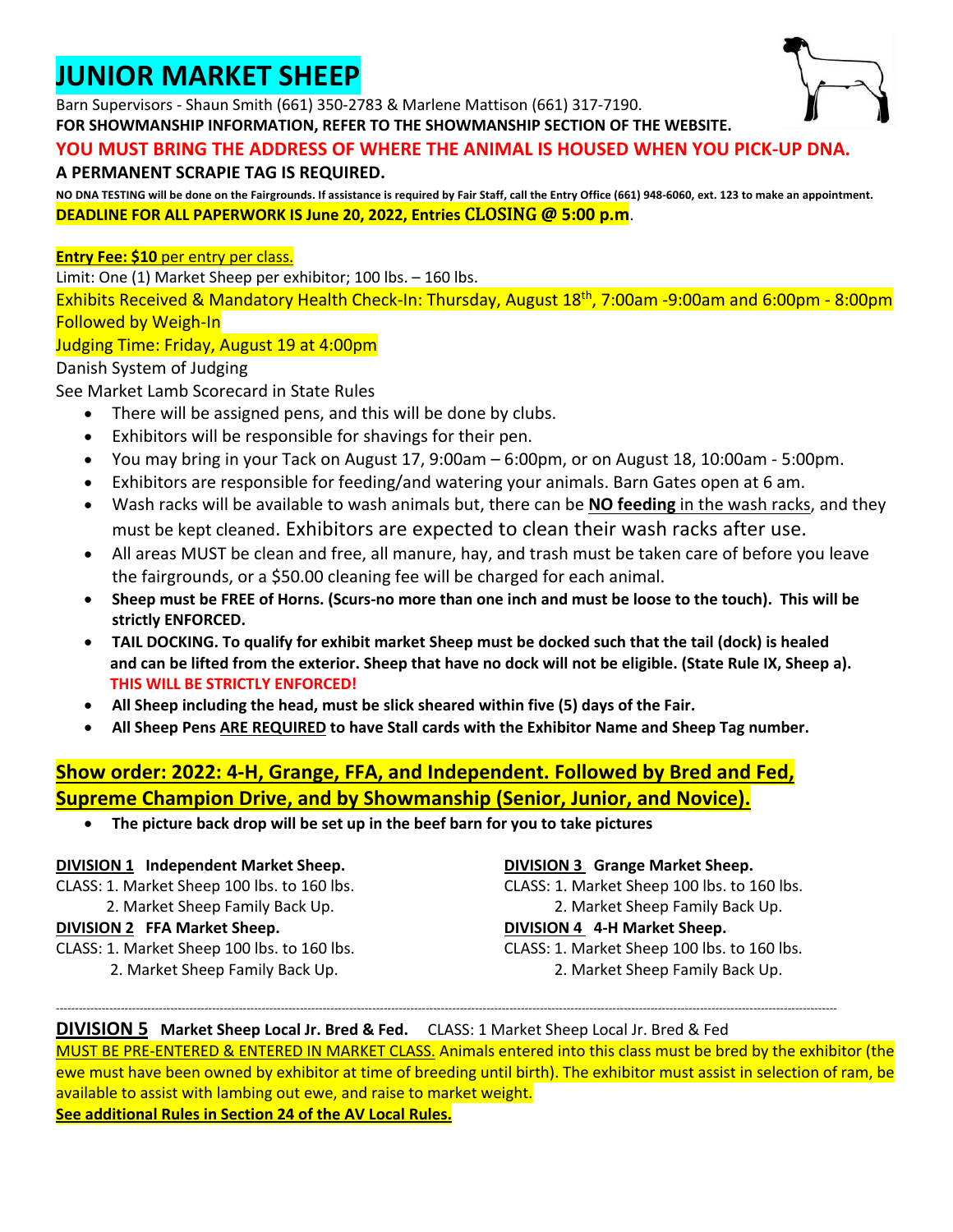# JUNIOR MARKET SHEEP

Barn Supervisors - Shaun Smith (661) 350-2783 & Marlene Mattison (661) 317-7190.

**FOR SHOWMANSHIP INFORMATION, REFER TO THE SHOWMANSHIP SECTION OF THE WEBSITE.**

**YOU MUST BRING THE ADDRESS OF WHERE THE ANIMAL IS HOUSED WHEN YOU PICK-UP DNA.**

**A PERMANENT SCRAPIE TAG IS REQUIRED.**

**NO DNA TESTING will be done on the Fairgrounds. If assistance is required by Fair Staff, call the Entry Office (661) 948-6060, ext. 123 to make an appointment.**

**DEADLINE FOR ALL PAPERWORK IS June 20, 2022, Entries CLOSING @ 5:00 p.m**.

**Entry Fee: $10** per entry per class.

Limit: One (1) Market Sheep per exhibitor; 100 lbs. – 160 lbs.

Exhibits Received & Mandatory Health Check-In: Thursday, August 18th, 7:00am -9:00am and 6:00pm - 8:00pm Followed by Weigh-In

Judging Time: Friday, August 19 at 4:00pm

Danish System of Judging

See Market Lamb Scorecard in State Rules

- There will be assigned pens, and this will be done by clubs.
- Exhibitors will be responsible for shavings for their pen.
- You may bring in your Tack on August 17, 9:00am – 6:00pm, or on August 18, 10:00am - 5:00pm.
- Exhibitors are responsible for feeding/and watering your animals. Barn Gates open at 6 am.
- Wash racks will be available to wash animals but, there can be **NO feeding** in the wash racks, and they must be kept cleaned. Exhibitors are expected to clean their wash racks after use.
- All areas MUST be clean and free, all manure, hay, and trash must be taken care of before you leave the fairgrounds, or a $50.00 cleaning fee will be charged for each animal.
- **Sheep must be FREE of Horns. (Scurs-no more than one inch and must be loose to the touch). This will be strictly ENFORCED.**
- **TAIL DOCKING. To qualify for exhibit market Sheep must be docked such that the tail (dock) is healed and can be lifted from the exterior. Sheep that have no dock will not be eligible. (State Rule IX, Sheep a). THIS WILL BE STRICTLY ENFORCED!**
- **All Sheep including the head, must be slick sheared within five (5) days of the Fair.**
- **All Sheep Pens ARE REQUIRED to have Stall cards with the Exhibitor Name and Sheep Tag number.**

## Show order: 2022: 4-H, Grange, FFA, and Independent. Followed by Bred and Fed, Supreme Champion Drive, and by Showmanship (Senior, Junior, and Novice).

- **The picture back drop will be set up in the beef barn for you to take pictures**

**DIVISION 1 Independent Market Sheep.**
CLASS: 1. Market Sheep 100 lbs. to 160 lbs.
2. Market Sheep Family Back Up.

**DIVISION 2 FFA Market Sheep.**
CLASS: 1. Market Sheep 100 lbs. to 160 lbs.
2. Market Sheep Family Back Up.

**DIVISION 3 Grange Market Sheep.**
CLASS: 1. Market Sheep 100 lbs. to 160 lbs.
2. Market Sheep Family Back Up.

**DIVISION 4 4-H Market Sheep.**
CLASS: 1. Market Sheep 100 lbs. to 160 lbs.
2. Market Sheep Family Back Up.

---

**DIVISION 5 Market Sheep Local Jr. Bred & Fed.** CLASS: 1 Market Sheep Local Jr. Bred & Fed

MUST BE PRE-ENTERED & ENTERED IN MARKET CLASS. Animals entered into this class must be bred by the exhibitor (the ewe must have been owned by exhibitor at time of breeding until birth). The exhibitor must assist in selection of ram, be available to assist with lambing out ewe, and raise to market weight.

**See additional Rules in Section 24 of the AV Local Rules.**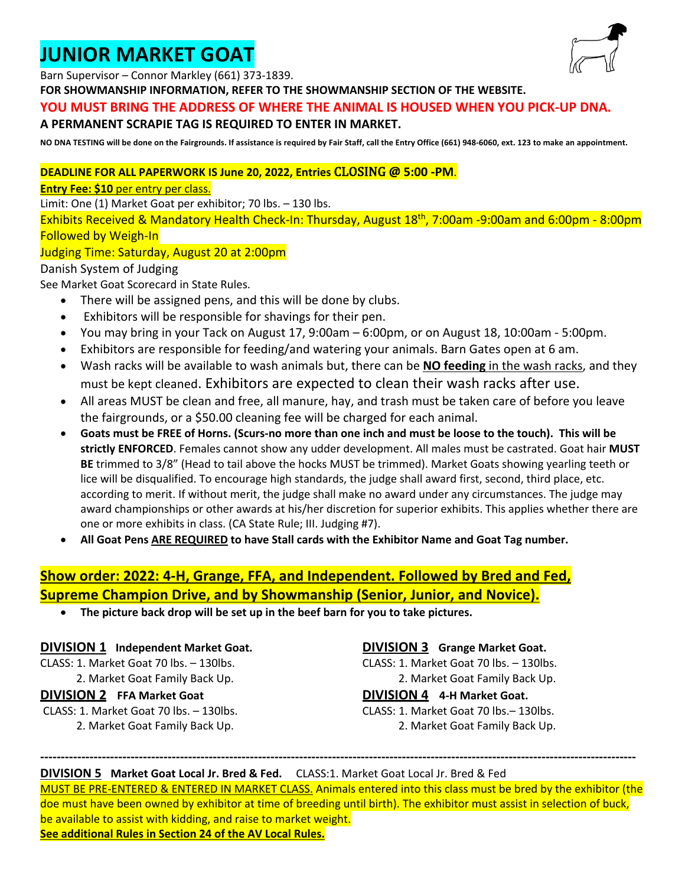# JUNIOR MARKET GOAT

Barn Supervisor – Connor Markley (661) 373-1839.

**FOR SHOWMANSHIP INFORMATION, REFER TO THE SHOWMANSHIP SECTION OF THE WEBSITE.**

**YOU MUST BRING THE ADDRESS OF WHERE THE ANIMAL IS HOUSED WHEN YOU PICK-UP DNA.**

**A PERMANENT SCRAPIE TAG IS REQUIRED TO ENTER IN MARKET.**

**NO DNA TESTING will be done on the Fairgrounds. If assistance is required by Fair Staff, call the Entry Office (661) 948-6060, ext. 123 to make an appointment.**

**DEADLINE FOR ALL PAPERWORK IS June 20, 2022, Entries CLOSING @ 5:00 -PM**.

**Entry Fee: $10** per entry per class.

Limit: One (1) Market Goat per exhibitor; 70 lbs. – 130 lbs.

Exhibits Received & Mandatory Health Check-In: Thursday, August 18th, 7:00am -9:00am and 6:00pm - 8:00pm Followed by Weigh-In

Judging Time: Saturday, August 20 at 2:00pm

Danish System of Judging

See Market Goat Scorecard in State Rules.

- There will be assigned pens, and this will be done by clubs.
- Exhibitors will be responsible for shavings for their pen.
- You may bring in your Tack on August 17, 9:00am – 6:00pm, or on August 18, 10:00am - 5:00pm.
- Exhibitors are responsible for feeding/and watering your animals. Barn Gates open at 6 am.
- Wash racks will be available to wash animals but, there can be **NO feeding** in the wash racks, and they must be kept cleaned. Exhibitors are expected to clean their wash racks after use.
- All areas MUST be clean and free, all manure, hay, and trash must be taken care of before you leave the fairgrounds, or a $50.00 cleaning fee will be charged for each animal.
- **Goats must be FREE of Horns. (Scurs-no more than one inch and must be loose to the touch). This will be strictly ENFORCED**. Females cannot show any udder development. All males must be castrated. Goat hair **MUST BE** trimmed to 3/8" (Head to tail above the hocks MUST be trimmed). Market Goats showing yearling teeth or lice will be disqualified. To encourage high standards, the judge shall award first, second, third place, etc. according to merit. If without merit, the judge shall make no award under any circumstances. The judge may award championships or other awards at his/her discretion for superior exhibits. This applies whether there are one or more exhibits in class. (CA State Rule; III. Judging #7).
- **All Goat Pens ARE REQUIRED to have Stall cards with the Exhibitor Name and Goat Tag number.**

## Show order: 2022: 4-H, Grange, FFA, and Independent. Followed by Bred and Fed, Supreme Champion Drive, and by Showmanship (Senior, Junior, and Novice).

- **The picture back drop will be set up in the beef barn for you to take pictures.**

**DIVISION 1 Independent Market Goat.**

CLASS: 1. Market Goat 70 lbs. – 130lbs.
2. Market Goat Family Back Up.

**DIVISION 2 FFA Market Goat**

CLASS: 1. Market Goat 70 lbs. – 130lbs.
2. Market Goat Family Back Up.

**DIVISION 3 Grange Market Goat.**

CLASS: 1. Market Goat 70 lbs. – 130lbs.
2. Market Goat Family Back Up.

**DIVISION 4 4-H Market Goat.**

CLASS: 1. Market Goat 70 lbs.– 130lbs.
2. Market Goat Family Back Up.

---

**DIVISION 5 Market Goat Local Jr. Bred & Fed.** CLASS:1. Market Goat Local Jr. Bred & Fed

MUST BE PRE-ENTERED & ENTERED IN MARKET CLASS. Animals entered into this class must be bred by the exhibitor (the doe must have been owned by exhibitor at time of breeding until birth). The exhibitor must assist in selection of buck, be available to assist with kidding, and raise to market weight.

**See additional Rules in Section 24 of the AV Local Rules.**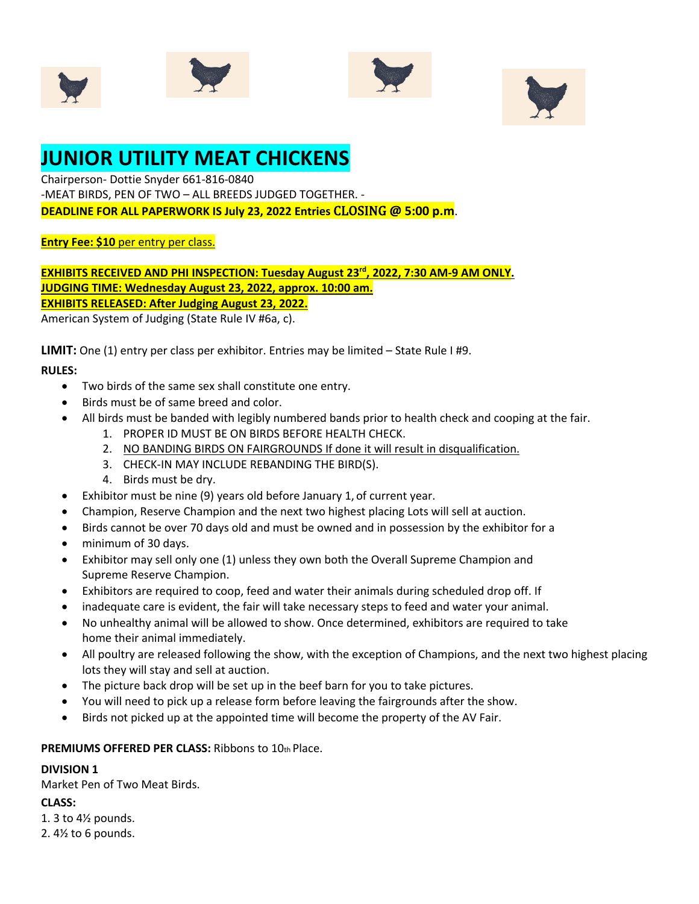# JUNIOR UTILITY MEAT CHICKENS

Chairperson- Dottie Snyder 661-816-0840
-MEAT BIRDS, PEN OF TWO – ALL BREEDS JUDGED TOGETHER. -
**DEADLINE FOR ALL PAPERWORK IS July 23, 2022 Entries CLOSING @ 5:00 p.m.**

**Entry Fee: $10** per entry per class.

**EXHIBITS RECEIVED AND PHI INSPECTION: Tuesday August 23rd, 2022, 7:30 AM-9 AM ONLY.**
**JUDGING TIME: Wednesday August 23, 2022, approx. 10:00 am.**
**EXHIBITS RELEASED: After Judging August 23, 2022.**
American System of Judging (State Rule IV #6a, c).

**LIMIT:** One (1) entry per class per exhibitor. Entries may be limited – State Rule I #9.

**RULES:**

- Two birds of the same sex shall constitute one entry.
- Birds must be of same breed and color.
- All birds must be banded with legibly numbered bands prior to health check and cooping at the fair.
    1. PROPER ID MUST BE ON BIRDS BEFORE HEALTH CHECK.
    2. NO BANDING BIRDS ON FAIRGROUNDS If done it will result in disqualification.
    3. CHECK-IN MAY INCLUDE REBANDING THE BIRD(S).
    4. Birds must be dry.
- Exhibitor must be nine (9) years old before January 1, of current year.
- Champion, Reserve Champion and the next two highest placing Lots will sell at auction.
- Birds cannot be over 70 days old and must be owned and in possession by the exhibitor for a
- minimum of 30 days.
- Exhibitor may sell only one (1) unless they own both the Overall Supreme Champion and Supreme Reserve Champion.
- Exhibitors are required to coop, feed and water their animals during scheduled drop off. If
- inadequate care is evident, the fair will take necessary steps to feed and water your animal.
- No unhealthy animal will be allowed to show. Once determined, exhibitors are required to take home their animal immediately.
- All poultry are released following the show, with the exception of Champions, and the next two highest placing lots they will stay and sell at auction.
- The picture back drop will be set up in the beef barn for you to take pictures.
- You will need to pick up a release form before leaving the fairgrounds after the show.
- Birds not picked up at the appointed time will become the property of the AV Fair.

**PREMIUMS OFFERED PER CLASS:** Ribbons to 10th Place.

**DIVISION 1**
Market Pen of Two Meat Birds.

**CLASS:**
1. 3 to 4½ pounds.
2. 4½ to 6 pounds.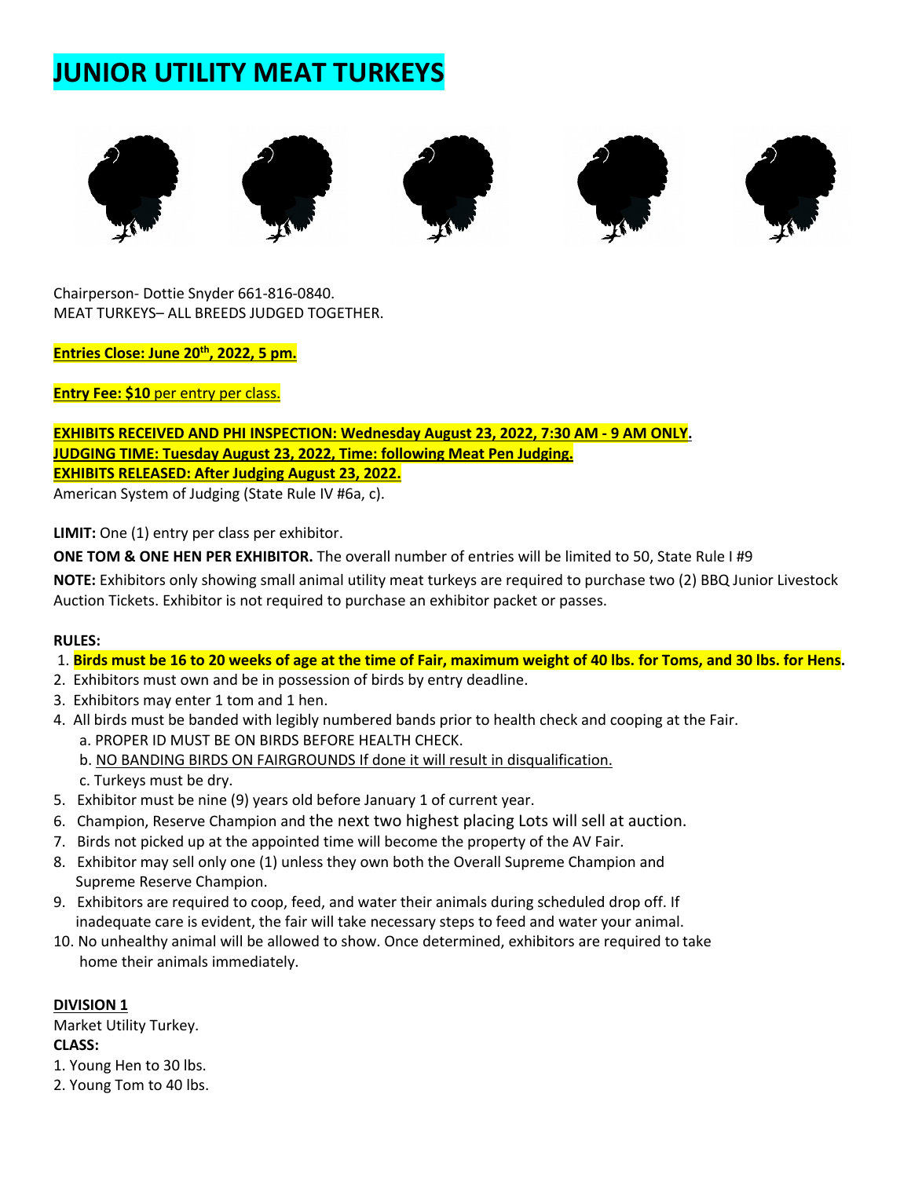# JUNIOR UTILITY MEAT TURKEYS

Chairperson- Dottie Snyder 661-816-0840.
MEAT TURKEYS– ALL BREEDS JUDGED TOGETHER.

**Entries Close: June 20th, 2022, 5 pm.**

**Entry Fee: $10** per entry per class.

**EXHIBITS RECEIVED AND PHI INSPECTION: Wednesday August 23, 2022, 7:30 AM - 9 AM ONLY.**
**JUDGING TIME: Tuesday August 23, 2022, Time: following Meat Pen Judging.**
**EXHIBITS RELEASED: After Judging August 23, 2022.**
American System of Judging (State Rule IV #6a, c).

**LIMIT:** One (1) entry per class per exhibitor.

**ONE TOM & ONE HEN PER EXHIBITOR.** The overall number of entries will be limited to 50, State Rule I #9

**NOTE:** Exhibitors only showing small animal utility meat turkeys are required to purchase two (2) BBQ Junior Livestock Auction Tickets. Exhibitor is not required to purchase an exhibitor packet or passes.

**RULES:**

1. **Birds must be 16 to 20 weeks of age at the time of Fair, maximum weight of 40 lbs. for Toms, and 30 lbs. for Hens.**
2. Exhibitors must own and be in possession of birds by entry deadline.
3. Exhibitors may enter 1 tom and 1 hen.
4. All birds must be banded with legibly numbered bands prior to health check and cooping at the Fair.
   a. PROPER ID MUST BE ON BIRDS BEFORE HEALTH CHECK.
   b. NO BANDING BIRDS ON FAIRGROUNDS If done it will result in disqualification.
   c. Turkeys must be dry.
5. Exhibitor must be nine (9) years old before January 1 of current year.
6. Champion, Reserve Champion and the next two highest placing Lots will sell at auction.
7. Birds not picked up at the appointed time will become the property of the AV Fair.
8. Exhibitor may sell only one (1) unless they own both the Overall Supreme Champion and Supreme Reserve Champion.
9. Exhibitors are required to coop, feed, and water their animals during scheduled drop off. If inadequate care is evident, the fair will take necessary steps to feed and water your animal.
10. No unhealthy animal will be allowed to show. Once determined, exhibitors are required to take home their animals immediately.

**DIVISION 1**
Market Utility Turkey.
**CLASS:**
1. Young Hen to 30 lbs.
2. Young Tom to 40 lbs.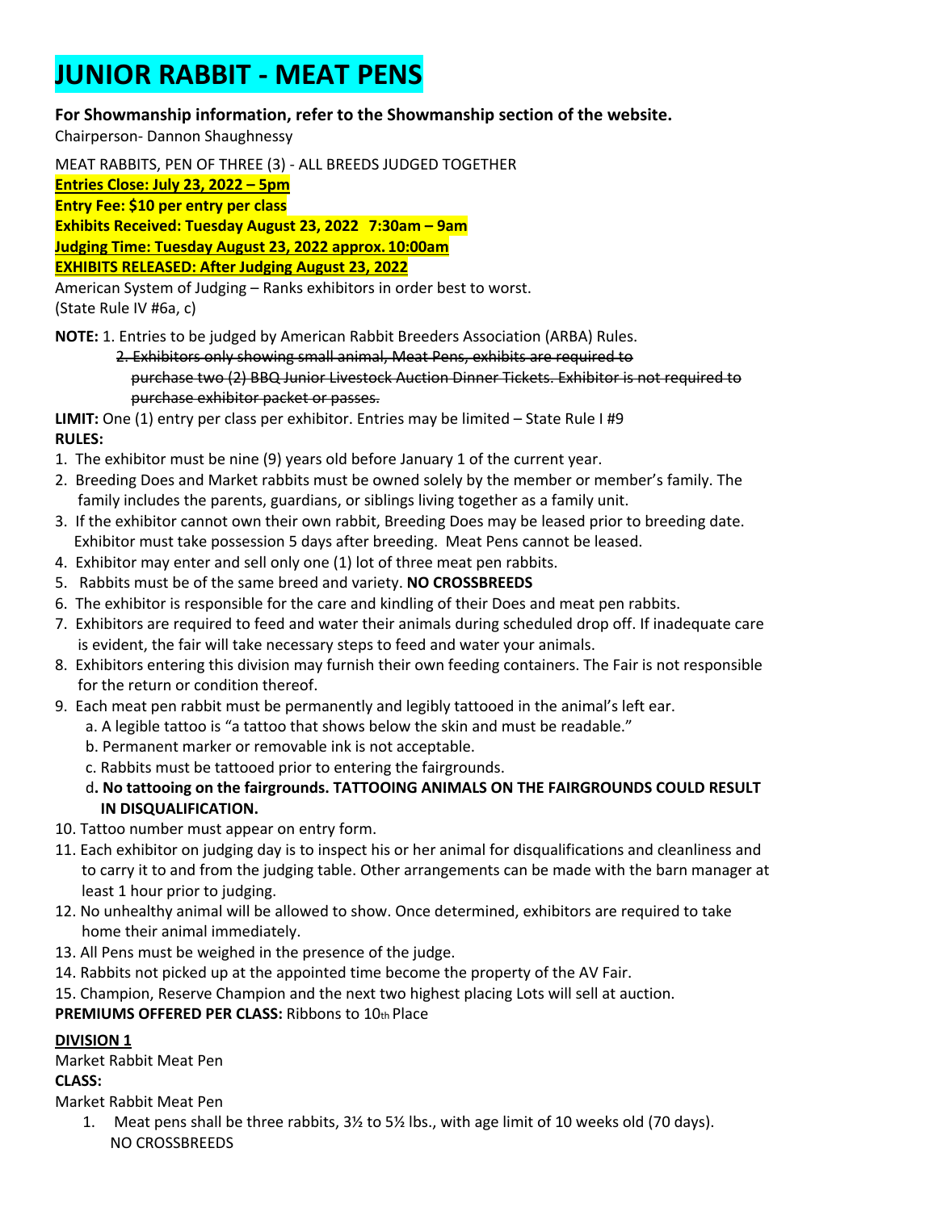# JUNIOR RABBIT - MEAT PENS

**For Showmanship information, refer to the Showmanship section of the website.**

Chairperson- Dannon Shaughnessy

MEAT RABBITS, PEN OF THREE (3) - ALL BREEDS JUDGED TOGETHER

**Entries Close: July 23, 2022 – 5pm**

**Entry Fee: $10 per entry per class**

**Exhibits Received: Tuesday August 23, 2022 7:30am – 9am**

**Judging Time: Tuesday August 23, 2022 approx. 10:00am**

**EXHIBITS RELEASED: After Judging August 23, 2022**

American System of Judging – Ranks exhibitors in order best to worst.
(State Rule IV #6a, c)

**NOTE:** 1. Entries to be judged by American Rabbit Breeders Association (ARBA) Rules.

~~2. Exhibitors only showing small animal, Meat Pens, exhibits are required to purchase two (2) BBQ Junior Livestock Auction Dinner Tickets. Exhibitor is not required to purchase exhibitor packet or passes.~~

**LIMIT:** One (1) entry per class per exhibitor. Entries may be limited – State Rule I #9

**RULES:**

1. The exhibitor must be nine (9) years old before January 1 of the current year.
2. Breeding Does and Market rabbits must be owned solely by the member or member's family. The family includes the parents, guardians, or siblings living together as a family unit.
3. If the exhibitor cannot own their own rabbit, Breeding Does may be leased prior to breeding date. Exhibitor must take possession 5 days after breeding. Meat Pens cannot be leased.
4. Exhibitor may enter and sell only one (1) lot of three meat pen rabbits.
5. Rabbits must be of the same breed and variety. **NO CROSSBREEDS**
6. The exhibitor is responsible for the care and kindling of their Does and meat pen rabbits.
7. Exhibitors are required to feed and water their animals during scheduled drop off. If inadequate care is evident, the fair will take necessary steps to feed and water your animals.
8. Exhibitors entering this division may furnish their own feeding containers. The Fair is not responsible for the return or condition thereof.
9. Each meat pen rabbit must be permanently and legibly tattooed in the animal's left ear.
   a. A legible tattoo is "a tattoo that shows below the skin and must be readable."
   b. Permanent marker or removable ink is not acceptable.
   c. Rabbits must be tattooed prior to entering the fairgrounds.
   d**. No tattooing on the fairgrounds. TATTOOING ANIMALS ON THE FAIRGROUNDS COULD RESULT IN DISQUALIFICATION.**
10. Tattoo number must appear on entry form.
11. Each exhibitor on judging day is to inspect his or her animal for disqualifications and cleanliness and to carry it to and from the judging table. Other arrangements can be made with the barn manager at least 1 hour prior to judging.
12. No unhealthy animal will be allowed to show. Once determined, exhibitors are required to take home their animal immediately.
13. All Pens must be weighed in the presence of the judge.
14. Rabbits not picked up at the appointed time become the property of the AV Fair.
15. Champion, Reserve Champion and the next two highest placing Lots will sell at auction.

**PREMIUMS OFFERED PER CLASS:** Ribbons to 10th Place

**DIVISION 1**

Market Rabbit Meat Pen

**CLASS:**

Market Rabbit Meat Pen

1. Meat pens shall be three rabbits, 3½ to 5½ lbs., with age limit of 10 weeks old (70 days). NO CROSSBREEDS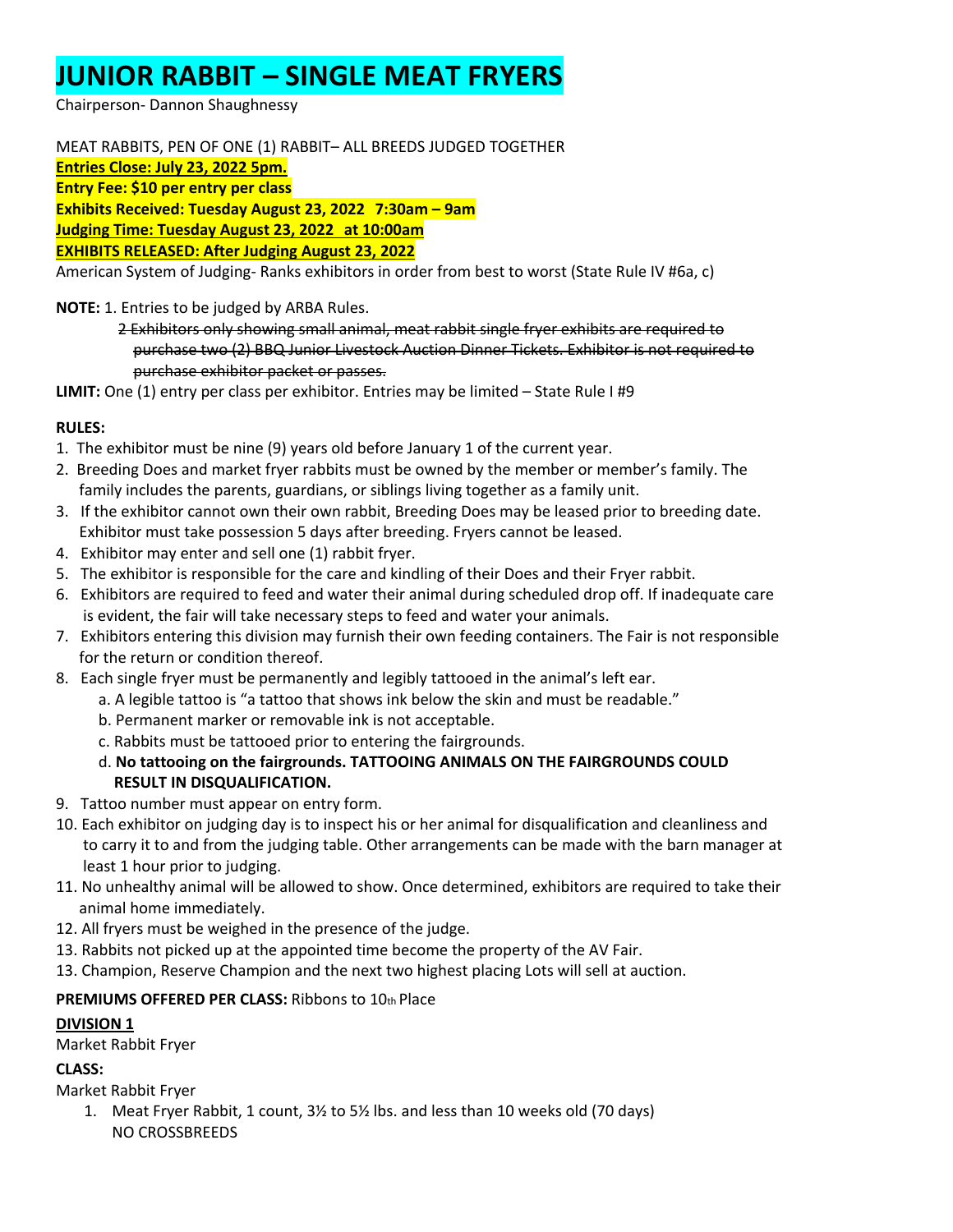# JUNIOR RABBIT – SINGLE MEAT FRYERS

Chairperson- Dannon Shaughnessy

MEAT RABBITS, PEN OF ONE (1) RABBIT– ALL BREEDS JUDGED TOGETHER

**Entries Close: July 23, 2022 5pm.**

**Entry Fee: $10 per entry per class**

**Exhibits Received: Tuesday August 23, 2022 7:30am – 9am**

**Judging Time: Tuesday August 23, 2022 at 10:00am**

**EXHIBITS RELEASED: After Judging August 23, 2022**

American System of Judging- Ranks exhibitors in order from best to worst (State Rule IV #6a, c)

**NOTE:** 1. Entries to be judged by ARBA Rules.

~~2 Exhibitors only showing small animal, meat rabbit single fryer exhibits are required to purchase two (2) BBQ Junior Livestock Auction Dinner Tickets. Exhibitor is not required to purchase exhibitor packet or passes.~~

**LIMIT:** One (1) entry per class per exhibitor. Entries may be limited – State Rule I #9

**RULES:**

1. The exhibitor must be nine (9) years old before January 1 of the current year.
2. Breeding Does and market fryer rabbits must be owned by the member or member's family. The family includes the parents, guardians, or siblings living together as a family unit.
3. If the exhibitor cannot own their own rabbit, Breeding Does may be leased prior to breeding date. Exhibitor must take possession 5 days after breeding. Fryers cannot be leased.
4. Exhibitor may enter and sell one (1) rabbit fryer.
5. The exhibitor is responsible for the care and kindling of their Does and their Fryer rabbit.
6. Exhibitors are required to feed and water their animal during scheduled drop off. If inadequate care is evident, the fair will take necessary steps to feed and water your animals.
7. Exhibitors entering this division may furnish their own feeding containers. The Fair is not responsible for the return or condition thereof.
8. Each single fryer must be permanently and legibly tattooed in the animal's left ear.
    a. A legible tattoo is "a tattoo that shows ink below the skin and must be readable."
    b. Permanent marker or removable ink is not acceptable.
    c. Rabbits must be tattooed prior to entering the fairgrounds.
    d. **No tattooing on the fairgrounds. TATTOOING ANIMALS ON THE FAIRGROUNDS COULD RESULT IN DISQUALIFICATION.**
9. Tattoo number must appear on entry form.
10. Each exhibitor on judging day is to inspect his or her animal for disqualification and cleanliness and to carry it to and from the judging table. Other arrangements can be made with the barn manager at least 1 hour prior to judging.
11. No unhealthy animal will be allowed to show. Once determined, exhibitors are required to take their animal home immediately.
12. All fryers must be weighed in the presence of the judge.
13. Rabbits not picked up at the appointed time become the property of the AV Fair.
13. Champion, Reserve Champion and the next two highest placing Lots will sell at auction.

**PREMIUMS OFFERED PER CLASS:** Ribbons to 10th Place

**DIVISION 1**

Market Rabbit Fryer

**CLASS:**

Market Rabbit Fryer

1. Meat Fryer Rabbit, 1 count, 3½ to 5½ lbs. and less than 10 weeks old (70 days)
   NO CROSSBREEDS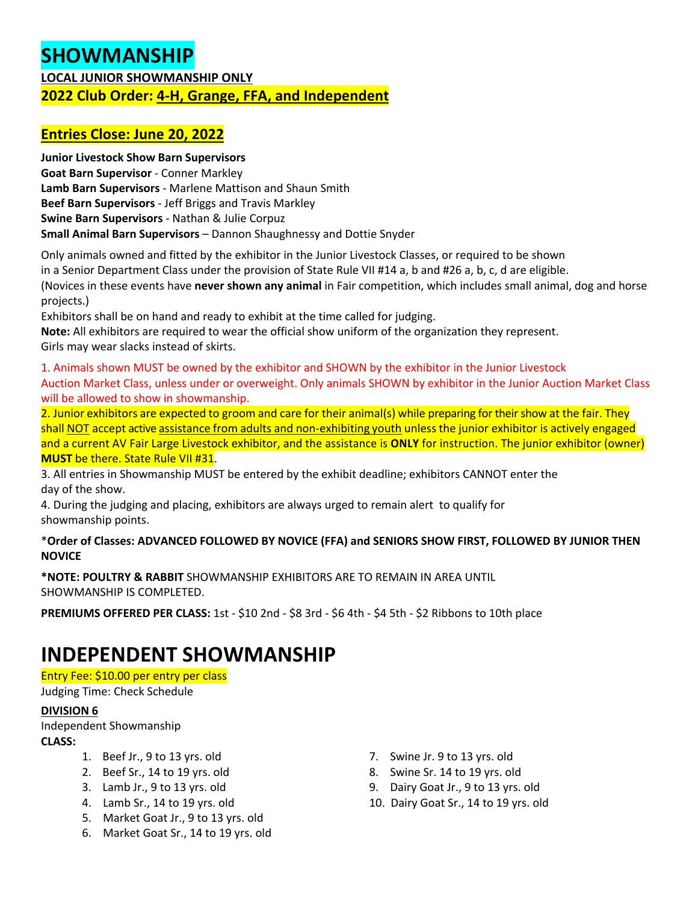# SHOWMANSHIP

**LOCAL JUNIOR SHOWMANSHIP ONLY**

**2022 Club Order: 4-H, Grange, FFA, and Independent**

## Entries Close: June 20, 2022

**Junior Livestock Show Barn Supervisors**
**Goat Barn Supervisor** - Conner Markley
**Lamb Barn Supervisors** - Marlene Mattison and Shaun Smith
**Beef Barn Supervisors** - Jeff Briggs and Travis Markley
**Swine Barn Supervisors** - Nathan & Julie Corpuz
**Small Animal Barn Supervisors** – Dannon Shaughnessy and Dottie Snyder

Only animals owned and fitted by the exhibitor in the Junior Livestock Classes, or required to be shown in a Senior Department Class under the provision of State Rule VII #14 a, b and #26 a, b, c, d are eligible.
(Novices in these events have **never shown any animal** in Fair competition, which includes small animal, dog and horse projects.)
Exhibitors shall be on hand and ready to exhibit at the time called for judging.
**Note:** All exhibitors are required to wear the official show uniform of the organization they represent.
Girls may wear slacks instead of skirts.

1. Animals shown MUST be owned by the exhibitor and SHOWN by the exhibitor in the Junior Livestock Auction Market Class, unless under or overweight. Only animals SHOWN by exhibitor in the Junior Auction Market Class will be allowed to show in showmanship.
2. Junior exhibitors are expected to groom and care for their animal(s) while preparing for their show at the fair. They shall NOT accept active assistance from adults and non-exhibiting youth unless the junior exhibitor is actively engaged and a current AV Fair Large Livestock exhibitor, and the assistance is **ONLY** for instruction. The junior exhibitor (owner) **MUST** be there. State Rule VII #31.
3. All entries in Showmanship MUST be entered by the exhibit deadline; exhibitors CANNOT enter the day of the show.
4. During the judging and placing, exhibitors are always urged to remain alert to qualify for showmanship points.

*__Order of Classes: ADVANCED FOLLOWED BY NOVICE (FFA) and SENIORS SHOW FIRST, FOLLOWED BY JUNIOR THEN NOVICE__

***NOTE: POULTRY & RABBIT** SHOWMANSHIP EXHIBITORS ARE TO REMAIN IN AREA UNTIL SHOWMANSHIP IS COMPLETED.

**PREMIUMS OFFERED PER CLASS:** 1st - $10 2nd - $8 3rd - $6 4th - $4 5th - $2 Ribbons to 10th place

# INDEPENDENT SHOWMANSHIP

Entry Fee: $10.00 per entry per class
Judging Time: Check Schedule

**DIVISION 6**
Independent Showmanship
**CLASS:**

1. Beef Jr., 9 to 13 yrs. old
2. Beef Sr., 14 to 19 yrs. old
3. Lamb Jr., 9 to 13 yrs. old
4. Lamb Sr., 14 to 19 yrs. old
5. Market Goat Jr., 9 to 13 yrs. old
6. Market Goat Sr., 14 to 19 yrs. old
7. Swine Jr. 9 to 13 yrs. old
8. Swine Sr. 14 to 19 yrs. old
9. Dairy Goat Jr., 9 to 13 yrs. old
10. Dairy Goat Sr., 14 to 19 yrs. old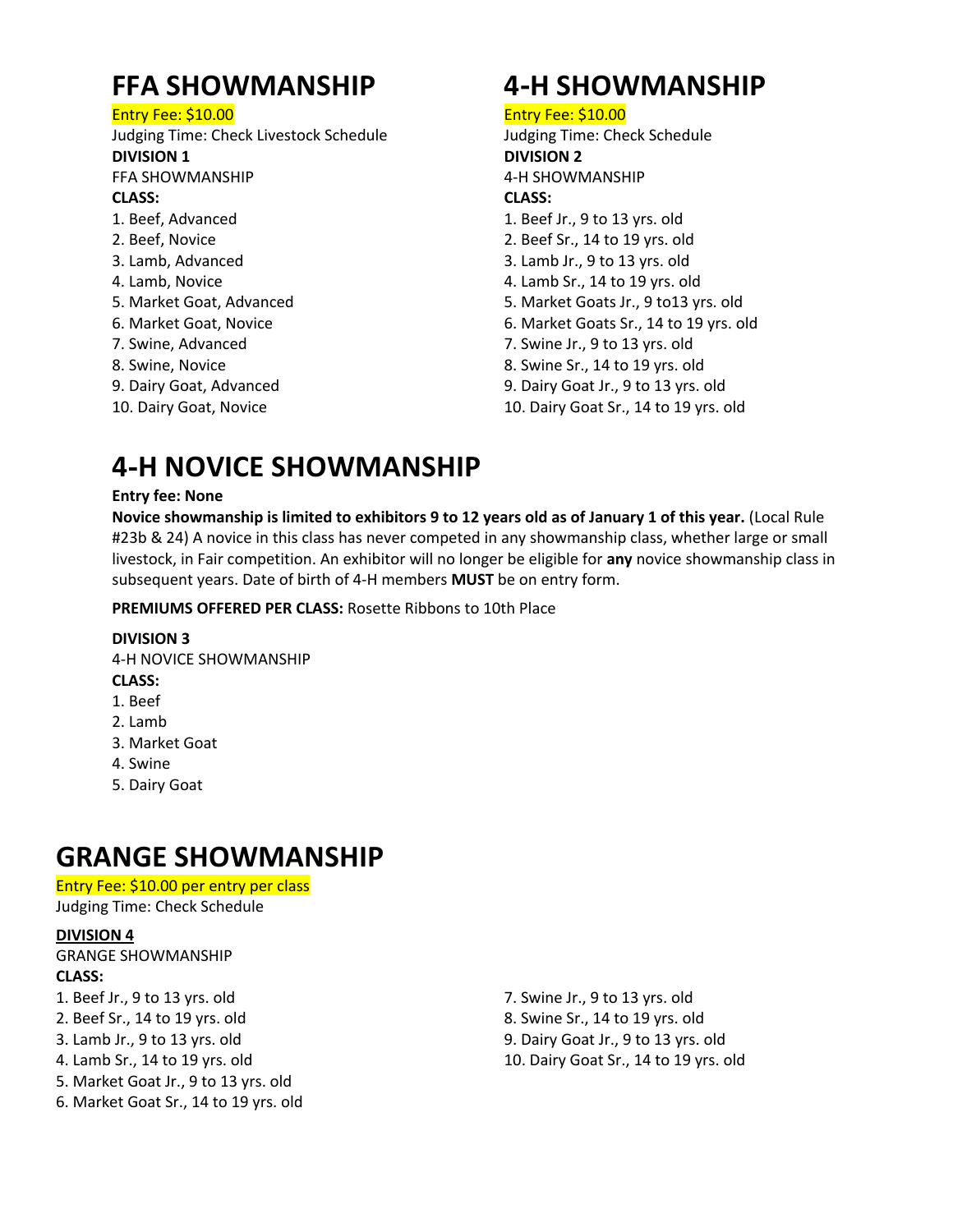# FFA SHOWMANSHIP

Entry Fee: $10.00

Judging Time: Check Livestock Schedule

**DIVISION 1**

FFA SHOWMANSHIP

**CLASS:**

1. Beef, Advanced
2. Beef, Novice
3. Lamb, Advanced
4. Lamb, Novice
5. Market Goat, Advanced
6. Market Goat, Novice
7. Swine, Advanced
8. Swine, Novice
9. Dairy Goat, Advanced
10. Dairy Goat, Novice

# 4-H SHOWMANSHIP

Entry Fee: $10.00

Judging Time: Check Schedule

**DIVISION 2**

4-H SHOWMANSHIP

**CLASS:**

1. Beef Jr., 9 to 13 yrs. old
2. Beef Sr., 14 to 19 yrs. old
3. Lamb Jr., 9 to 13 yrs. old
4. Lamb Sr., 14 to 19 yrs. old
5. Market Goats Jr., 9 to13 yrs. old
6. Market Goats Sr., 14 to 19 yrs. old
7. Swine Jr., 9 to 13 yrs. old
8. Swine Sr., 14 to 19 yrs. old
9. Dairy Goat Jr., 9 to 13 yrs. old
10. Dairy Goat Sr., 14 to 19 yrs. old

# 4-H NOVICE SHOWMANSHIP

**Entry fee: None**

**Novice showmanship is limited to exhibitors 9 to 12 years old as of January 1 of this year.** (Local Rule #23b & 24) A novice in this class has never competed in any showmanship class, whether large or small livestock, in Fair competition. An exhibitor will no longer be eligible for **any** novice showmanship class in subsequent years. Date of birth of 4-H members **MUST** be on entry form.

**PREMIUMS OFFERED PER CLASS:** Rosette Ribbons to 10th Place

**DIVISION 3**

4-H NOVICE SHOWMANSHIP

**CLASS:**

1. Beef
2. Lamb
3. Market Goat
4. Swine
5. Dairy Goat

# GRANGE SHOWMANSHIP

Entry Fee: $10.00 per entry per class

Judging Time: Check Schedule

**DIVISION 4**

GRANGE SHOWMANSHIP

**CLASS:**

1. Beef Jr., 9 to 13 yrs. old
2. Beef Sr., 14 to 19 yrs. old
3. Lamb Jr., 9 to 13 yrs. old
4. Lamb Sr., 14 to 19 yrs. old
5. Market Goat Jr., 9 to 13 yrs. old
6. Market Goat Sr., 14 to 19 yrs. old
7. Swine Jr., 9 to 13 yrs. old
8. Swine Sr., 14 to 19 yrs. old
9. Dairy Goat Jr., 9 to 13 yrs. old
10. Dairy Goat Sr., 14 to 19 yrs. old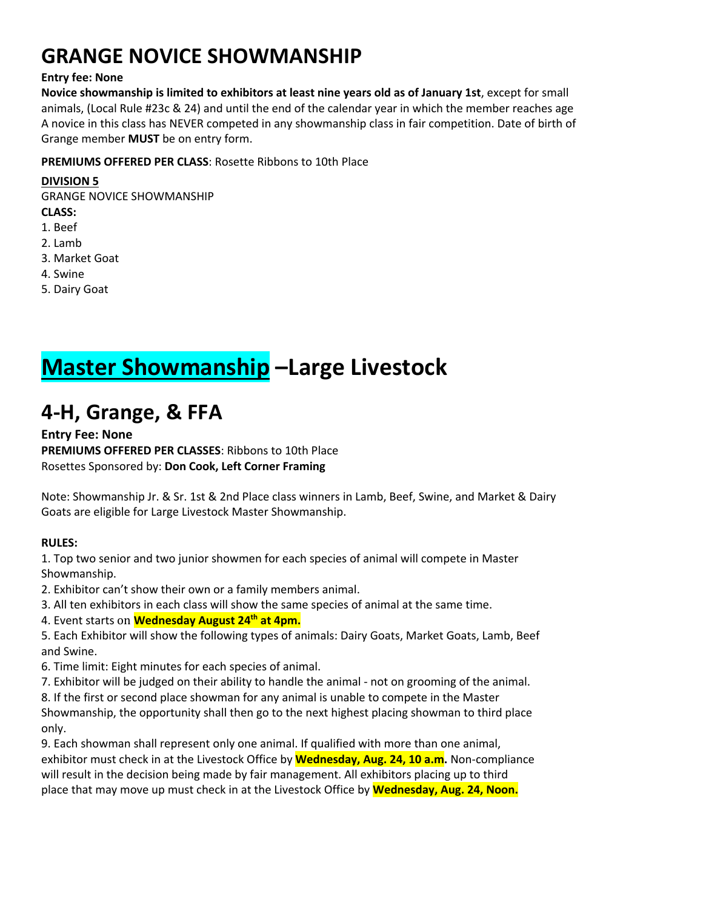# GRANGE NOVICE SHOWMANSHIP

**Entry fee: None**

**Novice showmanship is limited to exhibitors at least nine years old as of January 1st**, except for small animals, (Local Rule #23c & 24) and until the end of the calendar year in which the member reaches age A novice in this class has NEVER competed in any showmanship class in fair competition. Date of birth of Grange member **MUST** be on entry form.

**PREMIUMS OFFERED PER CLASS**: Rosette Ribbons to 10th Place

**DIVISION 5**

GRANGE NOVICE SHOWMANSHIP

**CLASS:**

1. Beef
2. Lamb
3. Market Goat
4. Swine
5. Dairy Goat

# Master Showmanship –Large Livestock

# 4-H, Grange, & FFA

**Entry Fee: None**

**PREMIUMS OFFERED PER CLASSES**: Ribbons to 10th Place

Rosettes Sponsored by: **Don Cook, Left Corner Framing**

Note: Showmanship Jr. & Sr. 1st & 2nd Place class winners in Lamb, Beef, Swine, and Market & Dairy Goats are eligible for Large Livestock Master Showmanship.

**RULES:**

1. Top two senior and two junior showmen for each species of animal will compete in Master Showmanship.
2. Exhibitor can't show their own or a family members animal.
3. All ten exhibitors in each class will show the same species of animal at the same time.
4. Event starts on **Wednesday August 24th at 4pm.**
5. Each Exhibitor will show the following types of animals: Dairy Goats, Market Goats, Lamb, Beef and Swine.
6. Time limit: Eight minutes for each species of animal.
7. Exhibitor will be judged on their ability to handle the animal - not on grooming of the animal.
8. If the first or second place showman for any animal is unable to compete in the Master Showmanship, the opportunity shall then go to the next highest placing showman to third place only.
9. Each showman shall represent only one animal. If qualified with more than one animal, exhibitor must check in at the Livestock Office by **Wednesday, Aug. 24, 10 a.m.** Non-compliance will result in the decision being made by fair management. All exhibitors placing up to third place that may move up must check in at the Livestock Office by **Wednesday, Aug. 24, Noon.**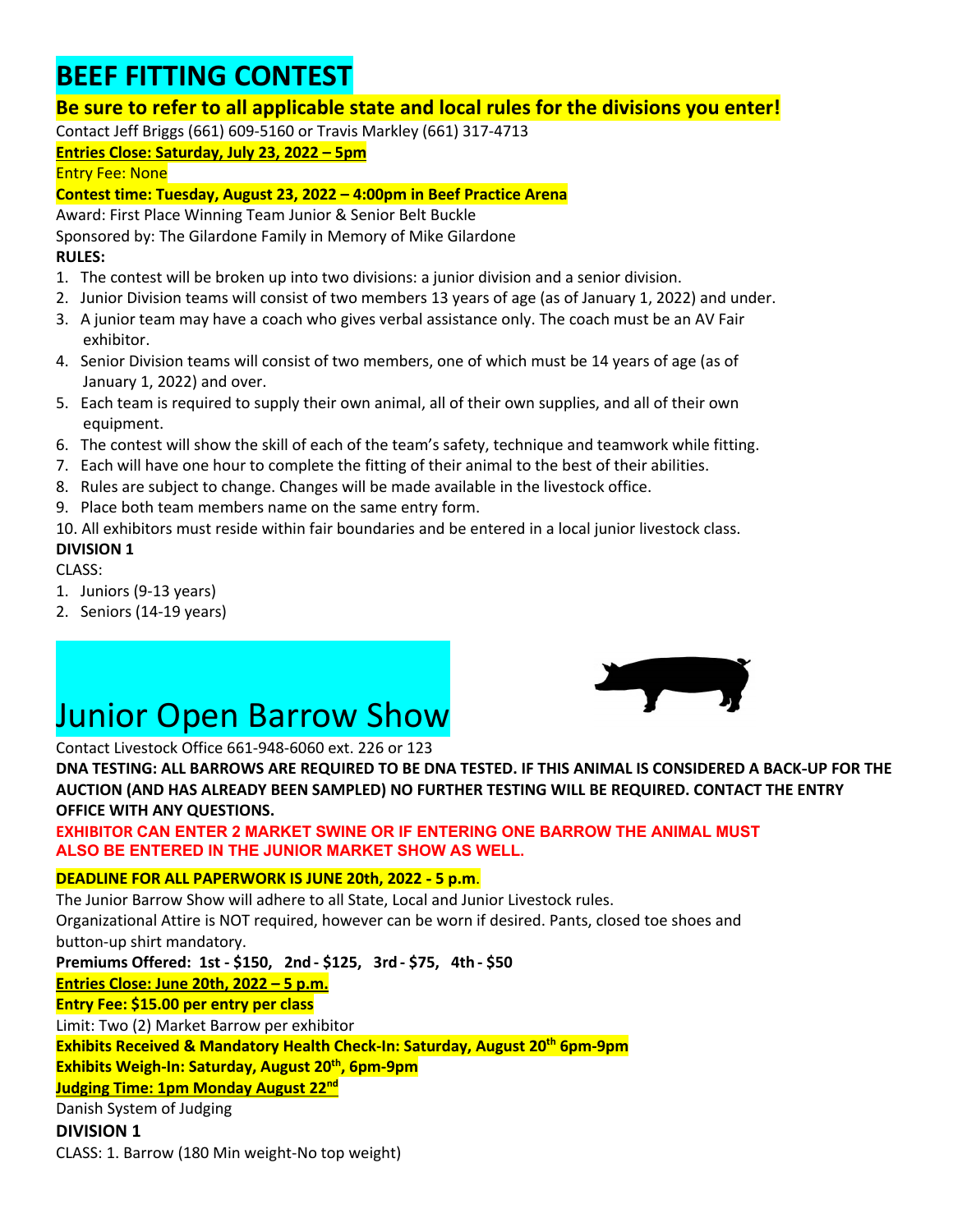# BEEF FITTING CONTEST

**Be sure to refer to all applicable state and local rules for the divisions you enter!**

Contact Jeff Briggs (661) 609-5160 or Travis Markley (661) 317-4713

**Entries Close: Saturday, July 23, 2022 – 5pm**

Entry Fee: None

**Contest time: Tuesday, August 23, 2022 – 4:00pm in Beef Practice Arena**

Award: First Place Winning Team Junior & Senior Belt Buckle

Sponsored by: The Gilardone Family in Memory of Mike Gilardone

**RULES:**

1. The contest will be broken up into two divisions: a junior division and a senior division.
2. Junior Division teams will consist of two members 13 years of age (as of January 1, 2022) and under.
3. A junior team may have a coach who gives verbal assistance only. The coach must be an AV Fair exhibitor.
4. Senior Division teams will consist of two members, one of which must be 14 years of age (as of January 1, 2022) and over.
5. Each team is required to supply their own animal, all of their own supplies, and all of their own equipment.
6. The contest will show the skill of each of the team's safety, technique and teamwork while fitting.
7. Each will have one hour to complete the fitting of their animal to the best of their abilities.
8. Rules are subject to change. Changes will be made available in the livestock office.
9. Place both team members name on the same entry form.
10. All exhibitors must reside within fair boundaries and be entered in a local junior livestock class.

**DIVISION 1**

CLASS:

1. Juniors (9-13 years)
2. Seniors (14-19 years)

# Junior Open Barrow Show

Contact Livestock Office 661-948-6060 ext. 226 or 123

**DNA TESTING: ALL BARROWS ARE REQUIRED TO BE DNA TESTED. IF THIS ANIMAL IS CONSIDERED A BACK-UP FOR THE AUCTION (AND HAS ALREADY BEEN SAMPLED) NO FURTHER TESTING WILL BE REQUIRED. CONTACT THE ENTRY OFFICE WITH ANY QUESTIONS.**

**EXHIBITOR CAN ENTER 2 MARKET SWINE OR IF ENTERING ONE BARROW THE ANIMAL MUST ALSO BE ENTERED IN THE JUNIOR MARKET SHOW AS WELL.**

**DEADLINE FOR ALL PAPERWORK IS JUNE 20th, 2022 - 5 p.m.**

The Junior Barrow Show will adhere to all State, Local and Junior Livestock rules.

Organizational Attire is NOT required, however can be worn if desired. Pants, closed toe shoes and button-up shirt mandatory.

**Premiums Offered: 1st - $150, 2nd - $125, 3rd - $75, 4th - $50**

**Entries Close: June 20th, 2022 – 5 p.m.**

**Entry Fee: $15.00 per entry per class**

Limit: Two (2) Market Barrow per exhibitor

**Exhibits Received & Mandatory Health Check-In: Saturday, August 20th 6pm-9pm**

**Exhibits Weigh-In: Saturday, August 20th, 6pm-9pm**

**Judging Time: 1pm Monday August 22nd**

Danish System of Judging

**DIVISION 1**

CLASS: 1. Barrow (180 Min weight-No top weight)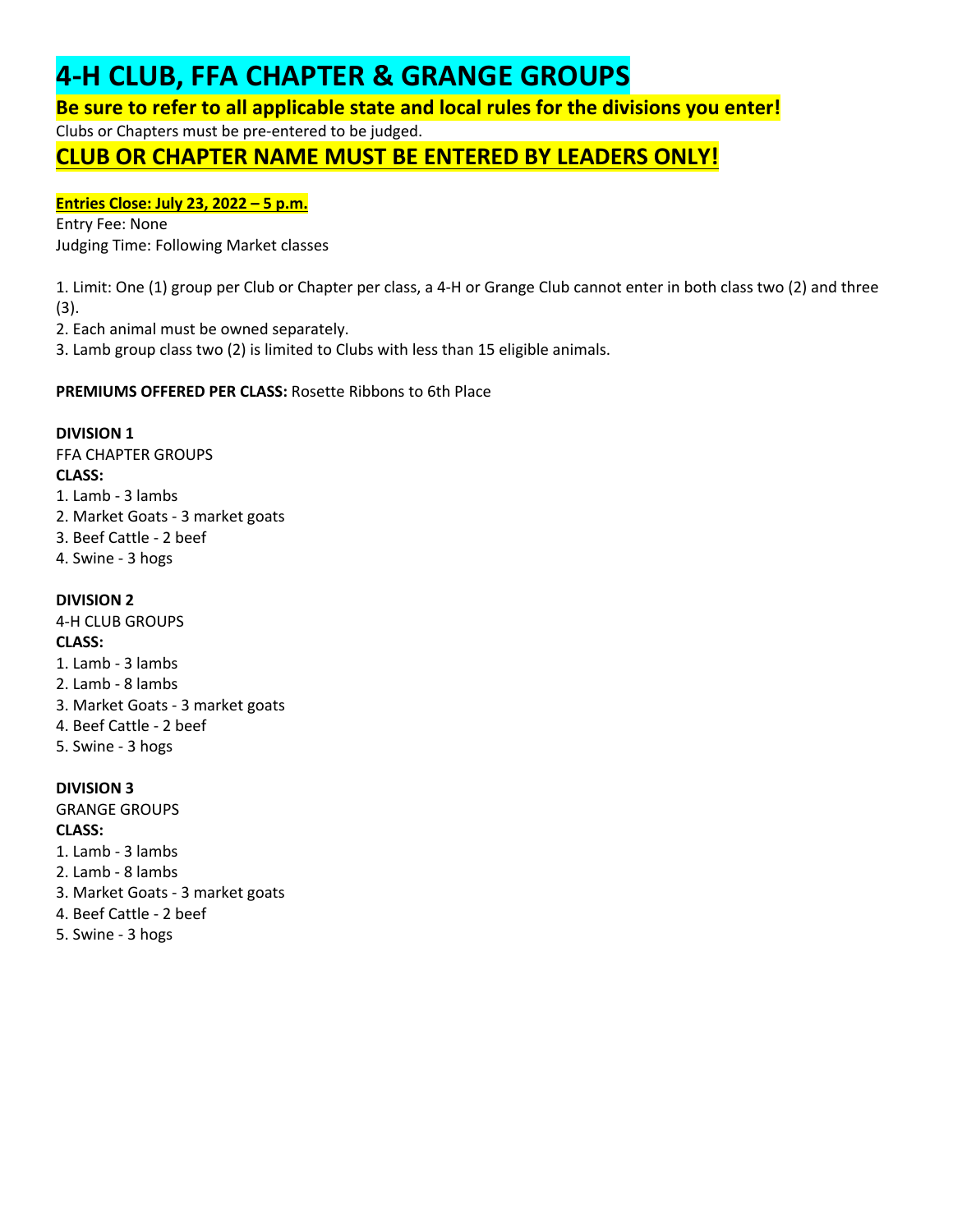# 4-H CLUB, FFA CHAPTER & GRANGE GROUPS

**Be sure to refer to all applicable state and local rules for the divisions you enter!**

Clubs or Chapters must be pre-entered to be judged.

## CLUB OR CHAPTER NAME MUST BE ENTERED BY LEADERS ONLY!

**Entries Close: July 23, 2022 – 5 p.m.**

Entry Fee: None

Judging Time: Following Market classes

1. Limit: One (1) group per Club or Chapter per class, a 4-H or Grange Club cannot enter in both class two (2) and three (3).
2. Each animal must be owned separately.
3. Lamb group class two (2) is limited to Clubs with less than 15 eligible animals.

**PREMIUMS OFFERED PER CLASS:** Rosette Ribbons to 6th Place

**DIVISION 1**

FFA CHAPTER GROUPS

**CLASS:**

1. Lamb - 3 lambs
2. Market Goats - 3 market goats
3. Beef Cattle - 2 beef
4. Swine - 3 hogs

**DIVISION 2**

4-H CLUB GROUPS

**CLASS:**

1. Lamb - 3 lambs
2. Lamb - 8 lambs
3. Market Goats - 3 market goats
4. Beef Cattle - 2 beef
5. Swine - 3 hogs

**DIVISION 3**

GRANGE GROUPS

**CLASS:**

1. Lamb - 3 lambs
2. Lamb - 8 lambs
3. Market Goats - 3 market goats
4. Beef Cattle - 2 beef
5. Swine - 3 hogs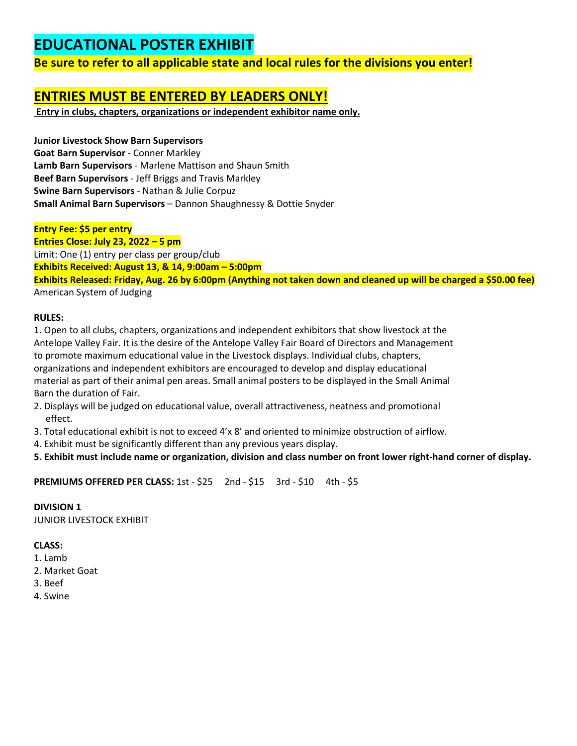# EDUCATIONAL POSTER EXHIBIT

**Be sure to refer to all applicable state and local rules for the divisions you enter!**

## ENTRIES MUST BE ENTERED BY LEADERS ONLY!

**Entry in clubs, chapters, organizations or independent exhibitor name only.**

**Junior Livestock Show Barn Supervisors**
**Goat Barn Supervisor** - Conner Markley
**Lamb Barn Supervisors** - Marlene Mattison and Shaun Smith
**Beef Barn Supervisors** - Jeff Briggs and Travis Markley
**Swine Barn Supervisors** - Nathan & Julie Corpuz
**Small Animal Barn Supervisors** – Dannon Shaughnessy & Dottie Snyder

**Entry Fee: $5 per entry**
**Entries Close: July 23, 2022 – 5 pm**
Limit: One (1) entry per class per group/club
**Exhibits Received: August 13, & 14, 9:00am – 5:00pm**
**Exhibits Released: Friday, Aug. 26 by 6:00pm (Anything not taken down and cleaned up will be charged a $50.00 fee)**
American System of Judging

**RULES:**

1. Open to all clubs, chapters, organizations and independent exhibitors that show livestock at the Antelope Valley Fair. It is the desire of the Antelope Valley Fair Board of Directors and Management to promote maximum educational value in the Livestock displays. Individual clubs, chapters, organizations and independent exhibitors are encouraged to develop and display educational material as part of their animal pen areas. Small animal posters to be displayed in the Small Animal Barn the duration of Fair.
2. Displays will be judged on educational value, overall attractiveness, neatness and promotional effect.
3. Total educational exhibit is not to exceed 4'x 8' and oriented to minimize obstruction of airflow.
4. Exhibit must be significantly different than any previous years display.
5. **Exhibit must include name or organization, division and class number on front lower right-hand corner of display.**

**PREMIUMS OFFERED PER CLASS:** 1st - $25 2nd - $15 3rd - $10 4th - $5

**DIVISION 1**
JUNIOR LIVESTOCK EXHIBIT

**CLASS:**
1. Lamb
2. Market Goat
3. Beef
4. Swine